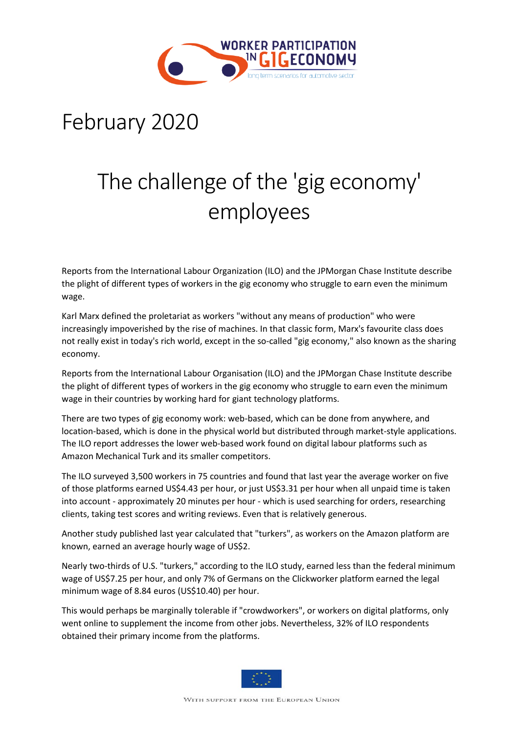February 2020

# The challenge of the 'gig economy' employees

Reports from the International Labour Organization (ILO) and the JPMorgan Chase Institute describe the plight of different types of workers in the gig economy who struggle to earn even the minimum wage.

Karl Marx defined the proletariat as workers "without any means of production" who were increasingly impoverished by the rise of machines. In that classic form, Marx's favourite class does not really exist in today's rich world, except in the so-called "gig economy," also known as the sharing economy.

Reports from the International Labour Organisation (ILO) and the JPMorgan Chase Institute describe the plight of different types of workers in the gig economy who struggle to earn even the minimum wage in their countries by working hard for giant technology platforms.

There are two types of gig economy work: web-based, which can be done from anywhere, and location-based, which is done in the physical world but distributed through market-style applications. The ILO report addresses the lower web-based work found on digital labour platforms such as Amazon Mechanical Turk and its smaller competitors.

The ILO surveyed 3,500 workers in 75 countries and found that last year the average worker on five of those platforms earned US$4.43 per hour, or just US$3.31 per hour when all unpaid time is taken into account - approximately 20 minutes per hour - which is used searching for orders, researching clients, taking test scores and writing reviews. Even that is relatively generous.

Another study published last year calculated that "turkers", as workers on the Amazon platform are known, earned an average hourly wage of US$2.

Nearly two-thirds of U.S. "turkers," according to the ILO study, earned less than the federal minimum wage of US$7.25 per hour, and only 7% of Germans on the Clickworker platform earned the legal minimum wage of 8.84 euros (US$10.40) per hour.

This would perhaps be marginally tolerable if "crowdworkers", or workers on digital platforms, only went online to supplement the income from other jobs. Nevertheless, 32% of ILO respondents obtained their primary income from the platforms.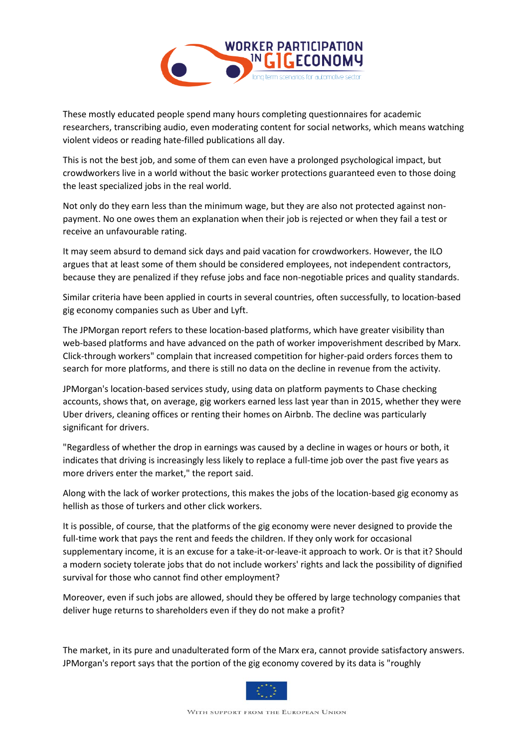These mostly educated people spend many hours completing questionnaires for academic researchers, transcribing audio, even moderating content for social networks, which means watching violent videos or reading hate-filled publications all day.

This is not the best job, and some of them can even have a prolonged psychological impact, but crowdworkers live in a world without the basic worker protections guaranteed even to those doing the least specialized jobs in the real world.

Not only do they earn less than the minimum wage, but they are also not protected against non-payment. No one owes them an explanation when their job is rejected or when they fail a test or receive an unfavourable rating.

It may seem absurd to demand sick days and paid vacation for crowdworkers. However, the ILO argues that at least some of them should be considered employees, not independent contractors, because they are penalized if they refuse jobs and face non-negotiable prices and quality standards.

Similar criteria have been applied in courts in several countries, often successfully, to location-based gig economy companies such as Uber and Lyft.

The JPMorgan report refers to these location-based platforms, which have greater visibility than web-based platforms and have advanced on the path of worker impoverishment described by Marx. Click-through workers" complain that increased competition for higher-paid orders forces them to search for more platforms, and there is still no data on the decline in revenue from the activity.

JPMorgan's location-based services study, using data on platform payments to Chase checking accounts, shows that, on average, gig workers earned less last year than in 2015, whether they were Uber drivers, cleaning offices or renting their homes on Airbnb. The decline was particularly significant for drivers.

"Regardless of whether the drop in earnings was caused by a decline in wages or hours or both, it indicates that driving is increasingly less likely to replace a full-time job over the past five years as more drivers enter the market," the report said.

Along with the lack of worker protections, this makes the jobs of the location-based gig economy as hellish as those of turkers and other click workers.

It is possible, of course, that the platforms of the gig economy were never designed to provide the full-time work that pays the rent and feeds the children. If they only work for occasional supplementary income, it is an excuse for a take-it-or-leave-it approach to work. Or is that it? Should a modern society tolerate jobs that do not include workers' rights and lack the possibility of dignified survival for those who cannot find other employment?

Moreover, even if such jobs are allowed, should they be offered by large technology companies that deliver huge returns to shareholders even if they do not make a profit?

The market, in its pure and unadulterated form of the Marx era, cannot provide satisfactory answers. JPMorgan's report says that the portion of the gig economy covered by its data is "roughly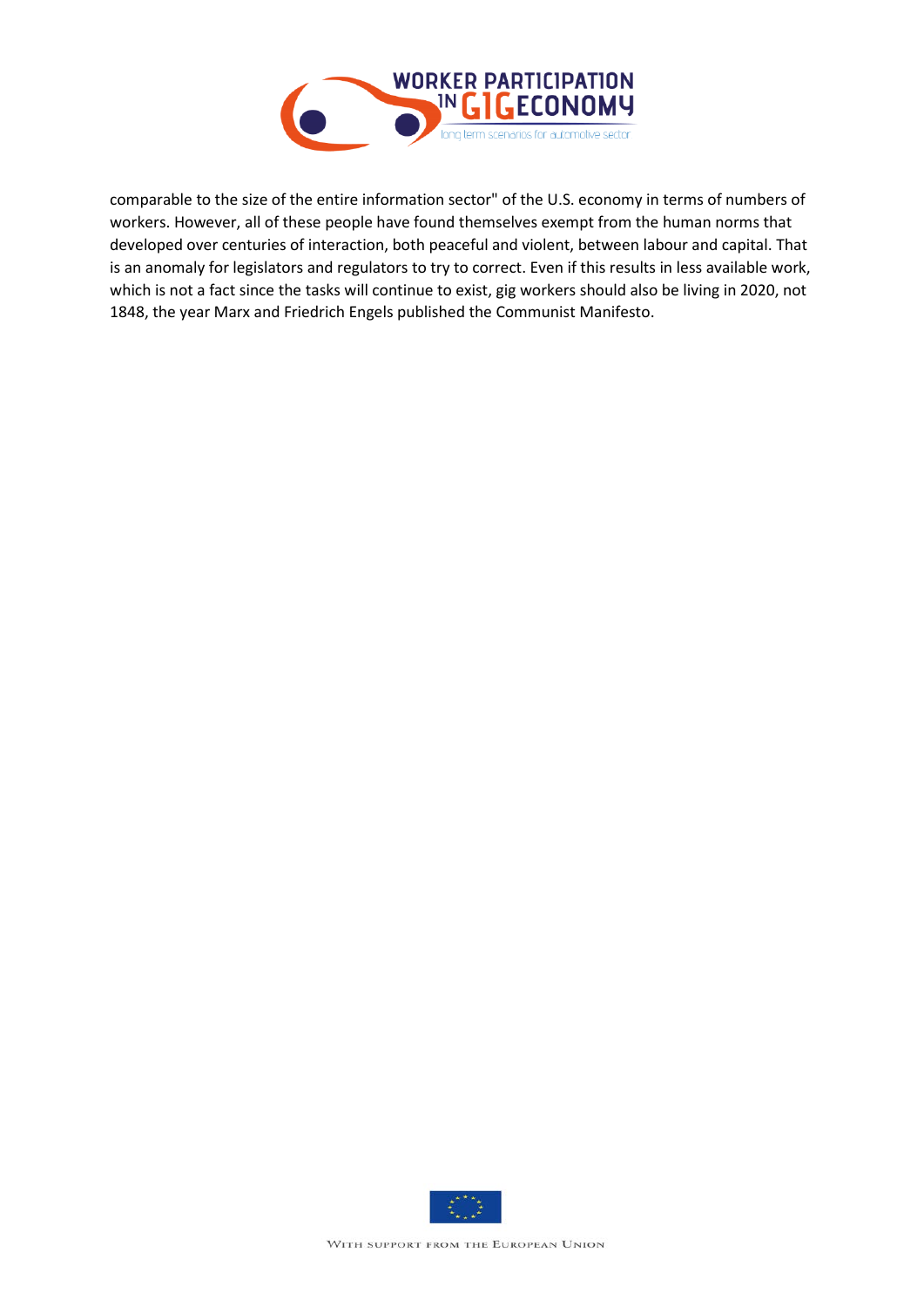comparable to the size of the entire information sector" of the U.S. economy in terms of numbers of workers. However, all of these people have found themselves exempt from the human norms that developed over centuries of interaction, both peaceful and violent, between labour and capital. That is an anomaly for legislators and regulators to try to correct. Even if this results in less available work, which is not a fact since the tasks will continue to exist, gig workers should also be living in 2020, not 1848, the year Marx and Friedrich Engels published the Communist Manifesto.